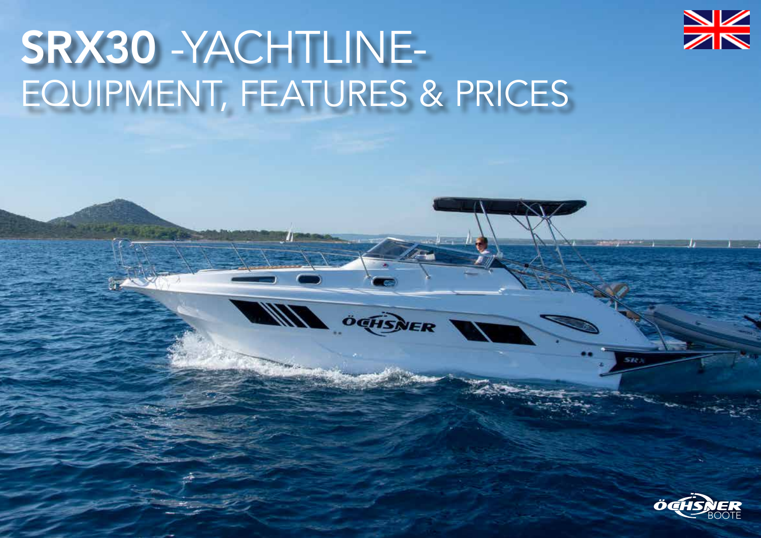# SRX30 -YACHTLINE-
# EQUIPMENT, FEATURES & PRICES

ÖCHSNER BOOTE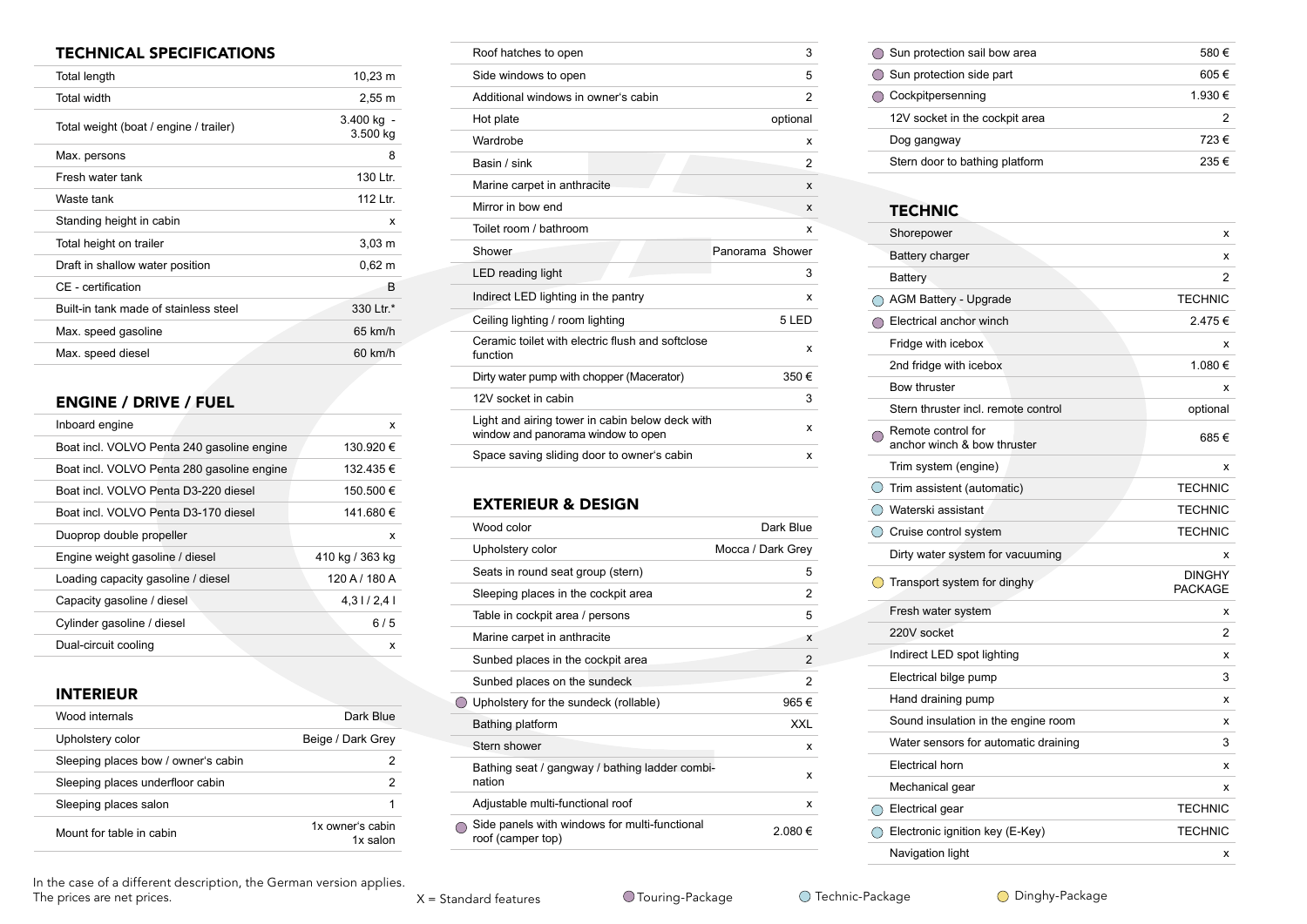## TECHNICAL SPECIFICATIONS

| | |
|---|---|
| Total length | 10,23 m |
| Total width | 2,55 m |
| Total weight (boat / engine / trailer) | 3.400 kg - 3.500 kg |
| Max. persons | 8 |
| Fresh water tank | 130 Ltr. |
| Waste tank | 112 Ltr. |
| Standing height in cabin | x |
| Total height on trailer | 3,03 m |
| Draft in shallow water position | 0,62 m |
| CE - certification | B |
| Built-in tank made of stainless steel | 330 Ltr.* |
| Max. speed gasoline | 65 km/h |
| Max. speed diesel | 60 km/h |

## ENGINE / DRIVE / FUEL

| | |
|---|---|
| Inboard engine | x |
| Boat incl. VOLVO Penta 240 gasoline engine | 130.920 € |
| Boat incl. VOLVO Penta 280 gasoline engine | 132.435 € |
| Boat incl. VOLVO Penta D3-220 diesel | 150.500 € |
| Boat incl. VOLVO Penta D3-170 diesel | 141.680 € |
| Duoprop double propeller | x |
| Engine weight gasoline / diesel | 410 kg / 363 kg |
| Loading capacity gasoline / diesel | 120 A / 180 A |
| Capacity gasoline / diesel | 4,3 l / 2,4 l |
| Cylinder gasoline / diesel | 6 / 5 |
| Dual-circuit cooling | x |

## INTERIEUR

| | |
|---|---|
| Wood internals | Dark Blue |
| Upholstery color | Beige / Dark Grey |
| Sleeping places bow / owner's cabin | 2 |
| Sleeping places underfloor cabin | 2 |
| Sleeping places salon | 1 |
| Mount for table in cabin | 1x owner's cabin 1x salon |
| Roof hatches to open | 3 |
| Side windows to open | 5 |
| Additional windows in owner's cabin | 2 |
| Hot plate | optional |
| Wardrobe | x |
| Basin / sink | 2 |
| Marine carpet in anthracite | x |
| Mirror in bow end | x |
| Toilet room / bathroom | x |
| Shower | Panorama Shower |
| LED reading light | 3 |
| Indirect LED lighting in the pantry | x |
| Ceiling lighting / room lighting | 5 LED |
| Ceramic toilet with electric flush and softclose function | x |
| Dirty water pump with chopper (Macerator) | 350 € |
| 12V socket in cabin | 3 |
| Light and airing tower in cabin below deck with window and panorama window to open | x |
| Space saving sliding door to owner's cabin | x |

## EXTERIEUR & DESIGN

| | |
|---|---|
| Wood color | Dark Blue |
| Upholstery color | Mocca / Dark Grey |
| Seats in round seat group (stern) | 5 |
| Sleeping places in the cockpit area | 2 |
| Table in cockpit area / persons | 5 |
| Marine carpet in anthracite | x |
| Sunbed places in the cockpit area | 2 |
| Sunbed places on the sundeck | 2 |
| (Touring) Upholstery for the sundeck (rollable) | 965 € |
| Bathing platform | XXL |
| Stern shower | x |
| Bathing seat / gangway / bathing ladder combination | x |
| Adjustable multi-functional roof | x |
| (Touring) Side panels with windows for multi-functional roof (camper top) | 2.080 € |
| (Touring) Sun protection sail bow area | 580 € |
| (Touring) Sun protection side part | 605 € |
| (Touring) Cockpitpersenning | 1.930 € |
| 12V socket in the cockpit area | 2 |
| Dog gangway | 723 € |
| Stern door to bathing platform | 235 € |

## TECHNIC

| | |
|---|---|
| Shorepower | x |
| Battery charger | x |
| Battery | 2 |
| (Technic) AGM Battery - Upgrade | TECHNIC |
| (Touring) Electrical anchor winch | 2.475 € |
| Fridge with icebox | x |
| 2nd fridge with icebox | 1.080 € |
| Bow thruster | x |
| Stern thruster incl. remote control | optional |
| (Touring) Remote control for anchor winch & bow thruster | 685 € |
| Trim system (engine) | x |
| (Technic) Trim assistent (automatic) | TECHNIC |
| (Technic) Waterski assistant | TECHNIC |
| (Technic) Cruise control system | TECHNIC |
| Dirty water system for vacuuming | x |
| (Dinghy) Transport system for dinghy | DINGHY PACKAGE |
| Fresh water system | x |
| 220V socket | 2 |
| Indirect LED spot lighting | x |
| Electrical bilge pump | 3 |
| Hand draining pump | x |
| Sound insulation in the engine room | x |
| Water sensors for automatic draining | 3 |
| Electrical horn | x |
| Mechanical gear | x |
| (Technic) Electrical gear | TECHNIC |
| (Technic) Electronic ignition key (E-Key) | TECHNIC |
| Navigation light | x |

In the case of a different description, the German version applies.
The prices are net prices.

X = Standard features — Touring-Package — Technic-Package — Dinghy-Package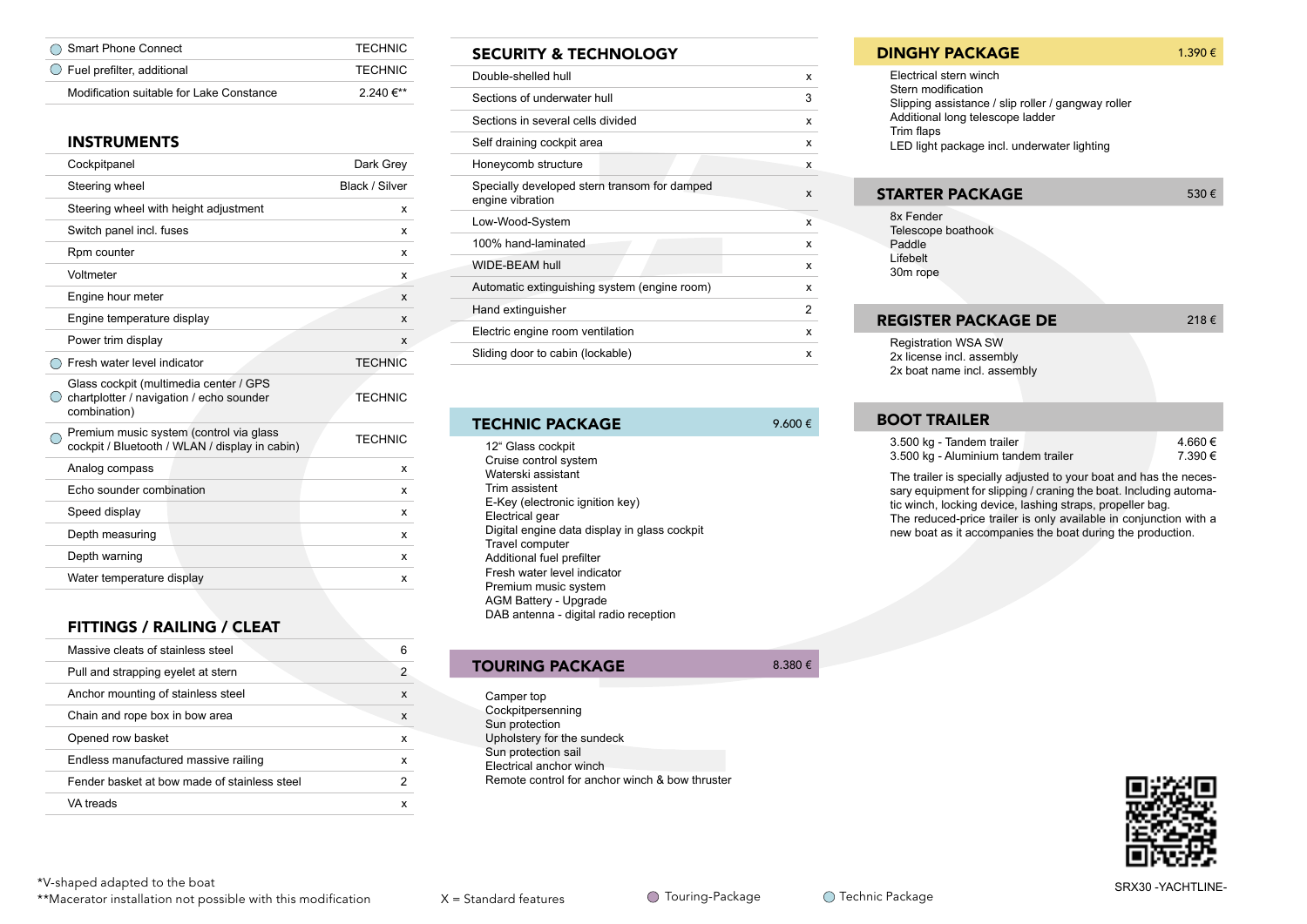| | | |
|---|---|---|
| ◯ | Smart Phone Connect | TECHNIC |
| ◯ | Fuel prefilter, additional | TECHNIC |
| | Modification suitable for Lake Constance | 2.240 €** |

## INSTRUMENTS

| | | |
|---|---|---|
| | Cockpitpanel | Dark Grey |
| | Steering wheel | Black / Silver |
| | Steering wheel with height adjustment | x |
| | Switch panel incl. fuses | x |
| | Rpm counter | x |
| | Voltmeter | x |
| | Engine hour meter | x |
| | Engine temperature display | x |
| | Power trim display | x |
| ◯ | Fresh water level indicator | TECHNIC |
| ◯ | Glass cockpit (multimedia center / GPS chartplotter / navigation / echo sounder combination) | TECHNIC |
| ◯ | Premium music system (control via glass cockpit / Bluetooth / WLAN / display in cabin) | TECHNIC |
| | Analog compass | x |
| | Echo sounder combination | x |
| | Speed display | x |
| | Depth measuring | x |
| | Depth warning | x |
| | Water temperature display | x |

## FITTINGS / RAILING / CLEAT

| | |
|---|---|
| Massive cleats of stainless steel | 6 |
| Pull and strapping eyelet at stern | 2 |
| Anchor mounting of stainless steel | x |
| Chain and rope box in bow area | x |
| Opened row basket | x |
| Endless manufactured massive railing | x |
| Fender basket at bow made of stainless steel | 2 |
| VA treads | x |

## SECURITY & TECHNOLOGY

| | |
|---|---|
| Double-shelled hull | x |
| Sections of underwater hull | 3 |
| Sections in several cells divided | x |
| Self draining cockpit area | x |
| Honeycomb structure | x |
| Specially developed stern transom for damped engine vibration | x |
| Low-Wood-System | x |
| 100% hand-laminated | x |
| WIDE-BEAM hull | x |
| Automatic extinguishing system (engine room) | x |
| Hand extinguisher | 2 |
| Electric engine room ventilation | x |
| Sliding door to cabin (lockable) | x |

## TECHNIC PACKAGE — 9.600 €

12" Glass cockpit
Cruise control system
Waterski assistant
Trim assistent
E-Key (electronic ignition key)
Electrical gear
Digital engine data display in glass cockpit
Travel computer
Additional fuel prefilter
Fresh water level indicator
Premium music system
AGM Battery - Upgrade
DAB antenna - digital radio reception

## TOURING PACKAGE — 8.380 €

Camper top
Cockpitpersenning
Sun protection
Upholstery for the sundeck
Sun protection sail
Electrical anchor winch
Remote control for anchor winch & bow thruster

## DINGHY PACKAGE — 1.390 €

Electrical stern winch
Stern modification
Slipping assistance / slip roller / gangway roller
Additional long telescope ladder
Trim flaps
LED light package incl. underwater lighting

## STARTER PACKAGE — 530 €

8x Fender
Telescope boathook
Paddle
Lifebelt
30m rope

## REGISTER PACKAGE DE — 218 €

Registration WSA SW
2x license incl. assembly
2x boat name incl. assembly

## BOOT TRAILER

| | |
|---|---|
| 3.500 kg - Tandem trailer | 4.660 € |
| 3.500 kg - Aluminium tandem trailer | 7.390 € |

The trailer is specially adjusted to your boat and has the necessary equipment for slipping / craning the boat. Including automatic winch, locking device, lashing straps, propeller bag.
The reduced-price trailer is only available in conjunction with a new boat as it accompanies the boat during the production.

SRX30 -YACHTLINE-

*V-shaped adapted to the boat
**Macerator installation not possible with this modification

X = Standard features

◯ Touring-Package ◯ Technic Package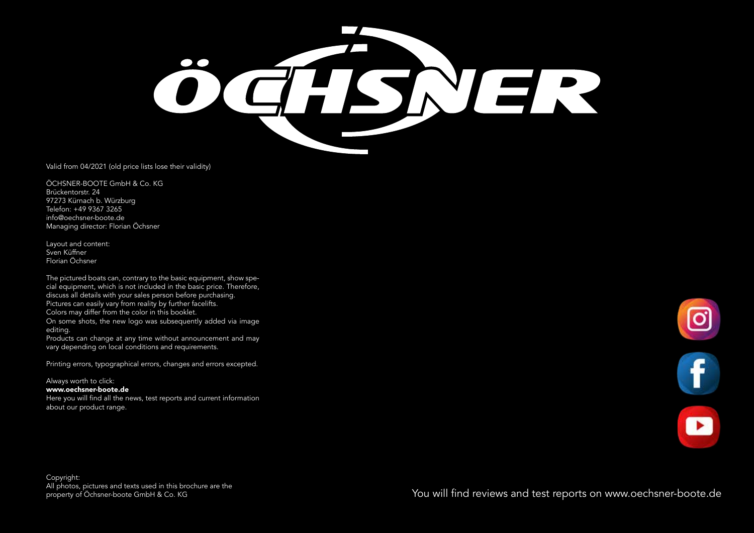# ÖCHSNER

Valid from 04/2021 (old price lists lose their validity)

ÖCHSNER-BOOTE GmbH & Co. KG
Brückentorstr. 24
97273 Kürnach b. Würzburg
Telefon: +49 9367 3265
info@oechsner-boote.de
Managing director: Florian Öchsner

Layout and content:
Sven Küffner
Florian Öchsner

The pictured boats can, contrary to the basic equipment, show special equipment, which is not included in the basic price. Therefore, discuss all details with your sales person before purchasing.
Pictures can easily vary from reality by further facelifts.
Colors may differ from the color in this booklet.
On some shots, the new logo was subsequently added via image editing.
Products can change at any time without announcement and may vary depending on local conditions and requirements.

Printing errors, typographical errors, changes and errors excepted.

Always worth to click:
**www.oechsner-boote.de**
Here you will find all the news, test reports and current information about our product range.

Copyright:
All photos, pictures and texts used in this brochure are the property of Öchsner-boote GmbH & Co. KG

You will find reviews and test reports on www.oechsner-boote.de